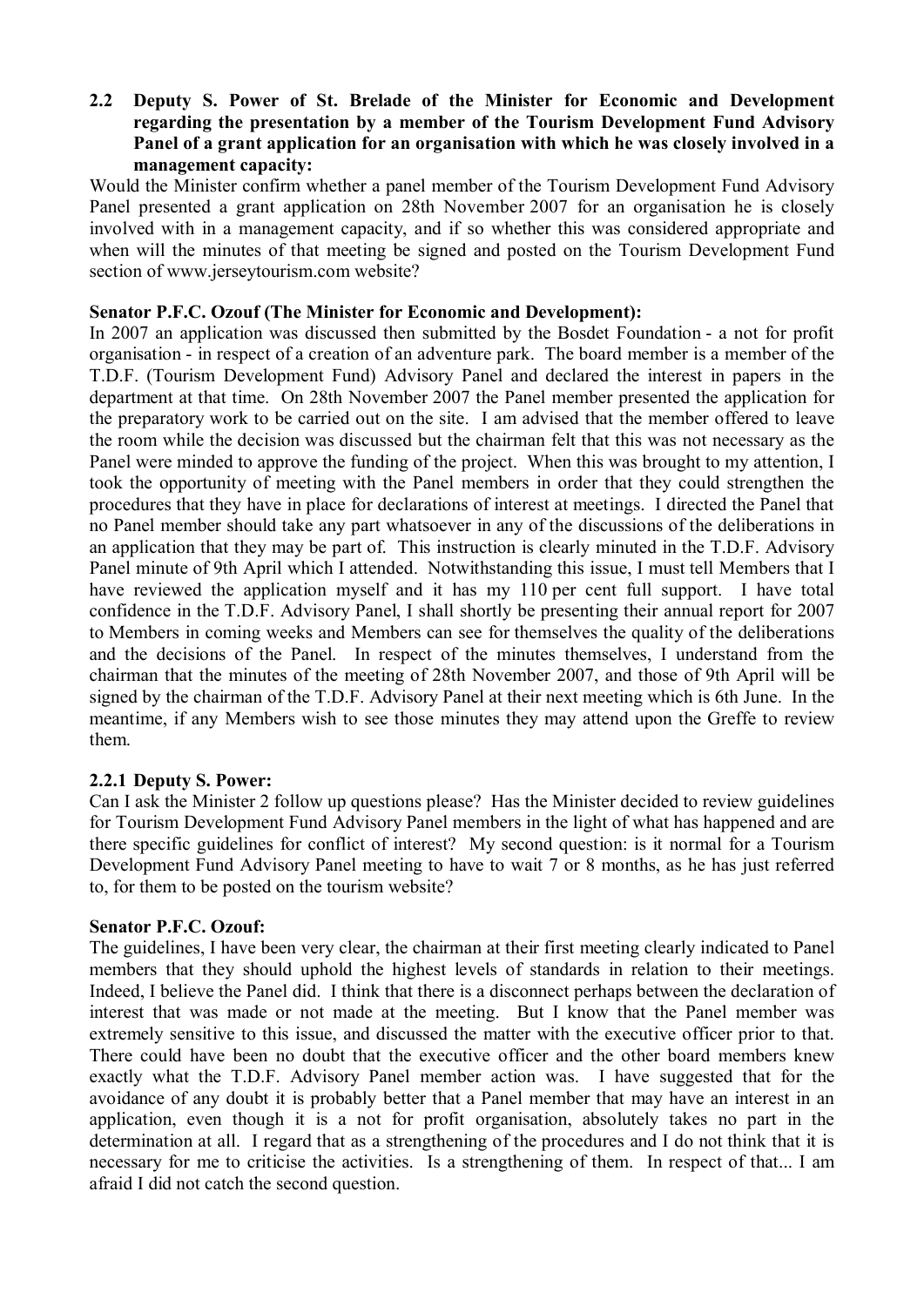### 2.2 Deputy S. Power of St. Brelade of the Minister for Economic and Development regarding the presentation by a member of the Tourism Development Fund Advisory Panel of a grant application for an organisation with which he was closely involved in a management capacity:

Would the Minister confirm whether a panel member of the Tourism Development Fund Advisory Panel presented a grant application on 28th November 2007 for an organisation he is closely involved with in a management capacity, and if so whether this was considered appropriate and when will the minutes of that meeting be signed and posted on the Tourism Development Fund section of www.jerseytourism.com website?

**Senator P.F.C. Ozouf (The Minister for Economic and Development):**

In 2007 an application was discussed then submitted by the Bosdet Foundation - a not for profit organisation - in respect of a creation of an adventure park. The board member is a member of the T.D.F. (Tourism Development Fund) Advisory Panel and declared the interest in papers in the department at that time. On 28th November 2007 the Panel member presented the application for the preparatory work to be carried out on the site. I am advised that the member offered to leave the room while the decision was discussed but the chairman felt that this was not necessary as the Panel were minded to approve the funding of the project. When this was brought to my attention, I took the opportunity of meeting with the Panel members in order that they could strengthen the procedures that they have in place for declarations of interest at meetings. I directed the Panel that no Panel member should take any part whatsoever in any of the discussions of the deliberations in an application that they may be part of. This instruction is clearly minuted in the T.D.F. Advisory Panel minute of 9th April which I attended. Notwithstanding this issue, I must tell Members that I have reviewed the application myself and it has my 110 per cent full support. I have total confidence in the T.D.F. Advisory Panel, I shall shortly be presenting their annual report for 2007 to Members in coming weeks and Members can see for themselves the quality of the deliberations and the decisions of the Panel. In respect of the minutes themselves, I understand from the chairman that the minutes of the meeting of 28th November 2007, and those of 9th April will be signed by the chairman of the T.D.F. Advisory Panel at their next meeting which is 6th June. In the meantime, if any Members wish to see those minutes they may attend upon the Greffe to review them.

#### 2.2.1 Deputy S. Power:

Can I ask the Minister 2 follow up questions please? Has the Minister decided to review guidelines for Tourism Development Fund Advisory Panel members in the light of what has happened and are there specific guidelines for conflict of interest? My second question: is it normal for a Tourism Development Fund Advisory Panel meeting to have to wait 7 or 8 months, as he has just referred to, for them to be posted on the tourism website?

**Senator P.F.C. Ozouf:**

The guidelines, I have been very clear, the chairman at their first meeting clearly indicated to Panel members that they should uphold the highest levels of standards in relation to their meetings. Indeed, I believe the Panel did. I think that there is a disconnect perhaps between the declaration of interest that was made or not made at the meeting. But I know that the Panel member was extremely sensitive to this issue, and discussed the matter with the executive officer prior to that. There could have been no doubt that the executive officer and the other board members knew exactly what the T.D.F. Advisory Panel member action was. I have suggested that for the avoidance of any doubt it is probably better that a Panel member that may have an interest in an application, even though it is a not for profit organisation, absolutely takes no part in the determination at all. I regard that as a strengthening of the procedures and I do not think that it is necessary for me to criticise the activities. Is a strengthening of them. In respect of that... I am afraid I did not catch the second question.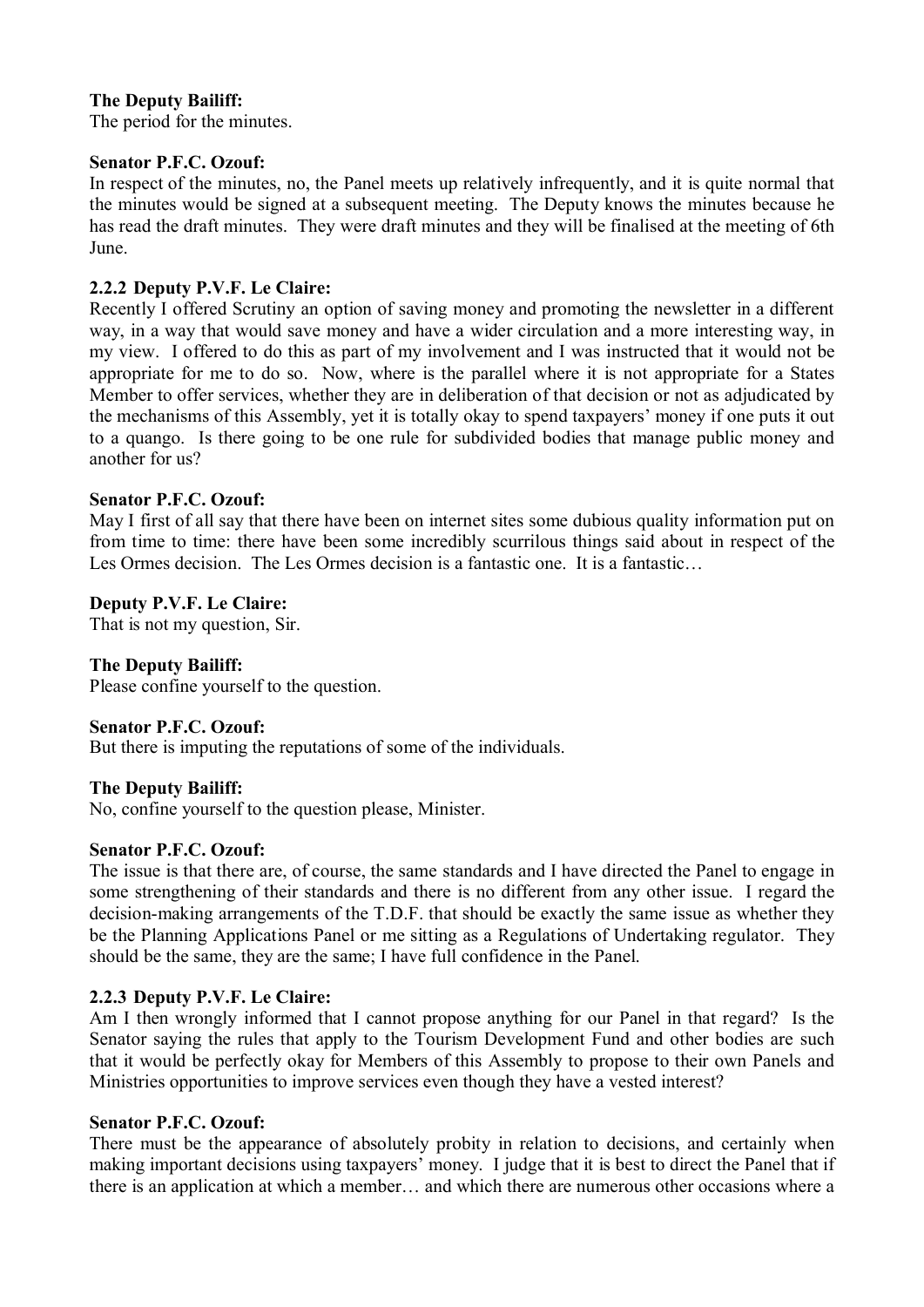**The Deputy Bailiff:**
The period for the minutes.

**Senator P.F.C. Ozouf:**
In respect of the minutes, no, the Panel meets up relatively infrequently, and it is quite normal that the minutes would be signed at a subsequent meeting. The Deputy knows the minutes because he has read the draft minutes. They were draft minutes and they will be finalised at the meeting of 6th June.

**2.2.2 Deputy P.V.F. Le Claire:**
Recently I offered Scrutiny an option of saving money and promoting the newsletter in a different way, in a way that would save money and have a wider circulation and a more interesting way, in my view. I offered to do this as part of my involvement and I was instructed that it would not be appropriate for me to do so. Now, where is the parallel where it is not appropriate for a States Member to offer services, whether they are in deliberation of that decision or not as adjudicated by the mechanisms of this Assembly, yet it is totally okay to spend taxpayers' money if one puts it out to a quango. Is there going to be one rule for subdivided bodies that manage public money and another for us?

**Senator P.F.C. Ozouf:**
May I first of all say that there have been on internet sites some dubious quality information put on from time to time: there have been some incredibly scurrilous things said about in respect of the Les Ormes decision. The Les Ormes decision is a fantastic one. It is a fantastic…

**Deputy P.V.F. Le Claire:**
That is not my question, Sir.

**The Deputy Bailiff:**
Please confine yourself to the question.

**Senator P.F.C. Ozouf:**
But there is imputing the reputations of some of the individuals.

**The Deputy Bailiff:**
No, confine yourself to the question please, Minister.

**Senator P.F.C. Ozouf:**
The issue is that there are, of course, the same standards and I have directed the Panel to engage in some strengthening of their standards and there is no different from any other issue. I regard the decision-making arrangements of the T.D.F. that should be exactly the same issue as whether they be the Planning Applications Panel or me sitting as a Regulations of Undertaking regulator. They should be the same, they are the same; I have full confidence in the Panel.

**2.2.3 Deputy P.V.F. Le Claire:**
Am I then wrongly informed that I cannot propose anything for our Panel in that regard? Is the Senator saying the rules that apply to the Tourism Development Fund and other bodies are such that it would be perfectly okay for Members of this Assembly to propose to their own Panels and Ministries opportunities to improve services even though they have a vested interest?

**Senator P.F.C. Ozouf:**
There must be the appearance of absolutely probity in relation to decisions, and certainly when making important decisions using taxpayers' money. I judge that it is best to direct the Panel that if there is an application at which a member… and which there are numerous other occasions where a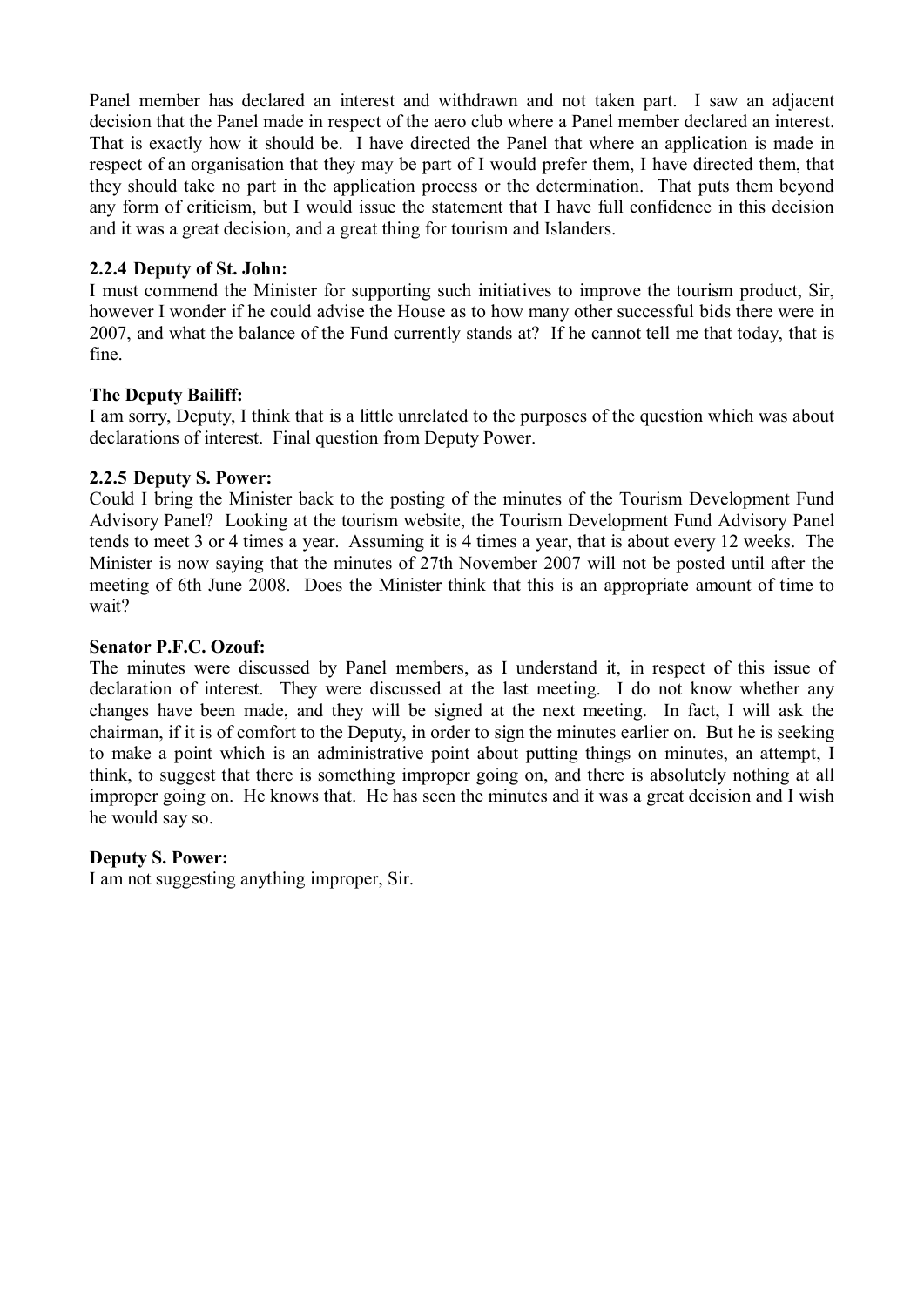Panel member has declared an interest and withdrawn and not taken part. I saw an adjacent decision that the Panel made in respect of the aero club where a Panel member declared an interest. That is exactly how it should be. I have directed the Panel that where an application is made in respect of an organisation that they may be part of I would prefer them, I have directed them, that they should take no part in the application process or the determination. That puts them beyond any form of criticism, but I would issue the statement that I have full confidence in this decision and it was a great decision, and a great thing for tourism and Islanders.

**2.2.4 Deputy of St. John:**

I must commend the Minister for supporting such initiatives to improve the tourism product, Sir, however I wonder if he could advise the House as to how many other successful bids there were in 2007, and what the balance of the Fund currently stands at? If he cannot tell me that today, that is fine.

**The Deputy Bailiff:**

I am sorry, Deputy, I think that is a little unrelated to the purposes of the question which was about declarations of interest. Final question from Deputy Power.

**2.2.5 Deputy S. Power:**

Could I bring the Minister back to the posting of the minutes of the Tourism Development Fund Advisory Panel? Looking at the tourism website, the Tourism Development Fund Advisory Panel tends to meet 3 or 4 times a year. Assuming it is 4 times a year, that is about every 12 weeks. The Minister is now saying that the minutes of 27th November 2007 will not be posted until after the meeting of 6th June 2008. Does the Minister think that this is an appropriate amount of time to wait?

**Senator P.F.C. Ozouf:**

The minutes were discussed by Panel members, as I understand it, in respect of this issue of declaration of interest. They were discussed at the last meeting. I do not know whether any changes have been made, and they will be signed at the next meeting. In fact, I will ask the chairman, if it is of comfort to the Deputy, in order to sign the minutes earlier on. But he is seeking to make a point which is an administrative point about putting things on minutes, an attempt, I think, to suggest that there is something improper going on, and there is absolutely nothing at all improper going on. He knows that. He has seen the minutes and it was a great decision and I wish he would say so.

**Deputy S. Power:**

I am not suggesting anything improper, Sir.